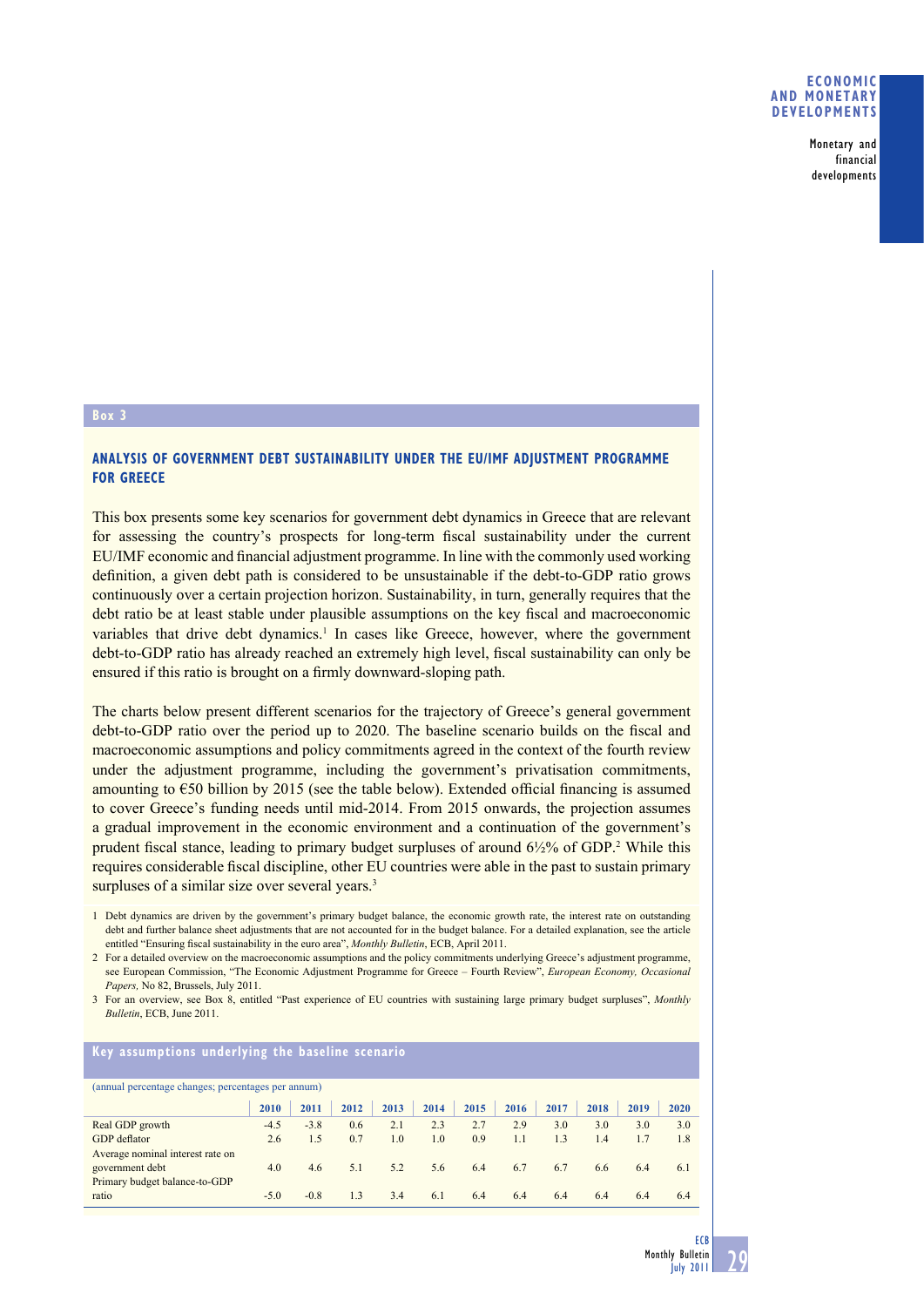## Box 3

### ANALYSIS OF GOVERNMENT DEBT SUSTAINABILITY UNDER THE EU/IMF ADJUSTMENT PROGRAMME FOR GREECE

This box presents some key scenarios for government debt dynamics in Greece that are relevant for assessing the country's prospects for long-term fiscal sustainability under the current EU/IMF economic and financial adjustment programme. In line with the commonly used working definition, a given debt path is considered to be unsustainable if the debt-to-GDP ratio grows continuously over a certain projection horizon. Sustainability, in turn, generally requires that the debt ratio be at least stable under plausible assumptions on the key fiscal and macroeconomic variables that drive debt dynamics.[1] In cases like Greece, however, where the government debt-to-GDP ratio has already reached an extremely high level, fiscal sustainability can only be ensured if this ratio is brought on a firmly downward-sloping path.

The charts below present different scenarios for the trajectory of Greece's general government debt-to-GDP ratio over the period up to 2020. The baseline scenario builds on the fiscal and macroeconomic assumptions and policy commitments agreed in the context of the fourth review under the adjustment programme, including the government's privatisation commitments, amounting to €50 billion by 2015 (see the table below). Extended official financing is assumed to cover Greece's funding needs until mid-2014. From 2015 onwards, the projection assumes a gradual improvement in the economic environment and a continuation of the government's prudent fiscal stance, leading to primary budget surpluses of around 6½% of GDP.[2] While this requires considerable fiscal discipline, other EU countries were able in the past to sustain primary surpluses of a similar size over several years.[3]

1 Debt dynamics are driven by the government's primary budget balance, the economic growth rate, the interest rate on outstanding debt and further balance sheet adjustments that are not accounted for in the budget balance. For a detailed explanation, see the article entitled "Ensuring fiscal sustainability in the euro area", *Monthly Bulletin*, ECB, April 2011.

2 For a detailed overview on the macroeconomic assumptions and the policy commitments underlying Greece's adjustment programme, see European Commission, "The Economic Adjustment Programme for Greece – Fourth Review", *European Economy, Occasional Papers,* No 82, Brussels, July 2011.

3 For an overview, see Box 8, entitled "Past experience of EU countries with sustaining large primary budget surpluses", *Monthly Bulletin*, ECB, June 2011.

**Key assumptions underlying the baseline scenario**

(annual percentage changes; percentages per annum)

| | 2010 | 2011 | 2012 | 2013 | 2014 | 2015 | 2016 | 2017 | 2018 | 2019 | 2020 |
|---|---|---|---|---|---|---|---|---|---|---|---|
| Real GDP growth | -4.5 | -3.8 | 0.6 | 2.1 | 2.3 | 2.7 | 2.9 | 3.0 | 3.0 | 3.0 | 3.0 |
| GDP deflator | 2.6 | 1.5 | 0.7 | 1.0 | 1.0 | 0.9 | 1.1 | 1.3 | 1.4 | 1.7 | 1.8 |
| Average nominal interest rate on government debt | 4.0 | 4.6 | 5.1 | 5.2 | 5.6 | 6.4 | 6.7 | 6.7 | 6.6 | 6.4 | 6.1 |
| Primary budget balance-to-GDP ratio | -5.0 | -0.8 | 1.3 | 3.4 | 6.1 | 6.4 | 6.4 | 6.4 | 6.4 | 6.4 | 6.4 |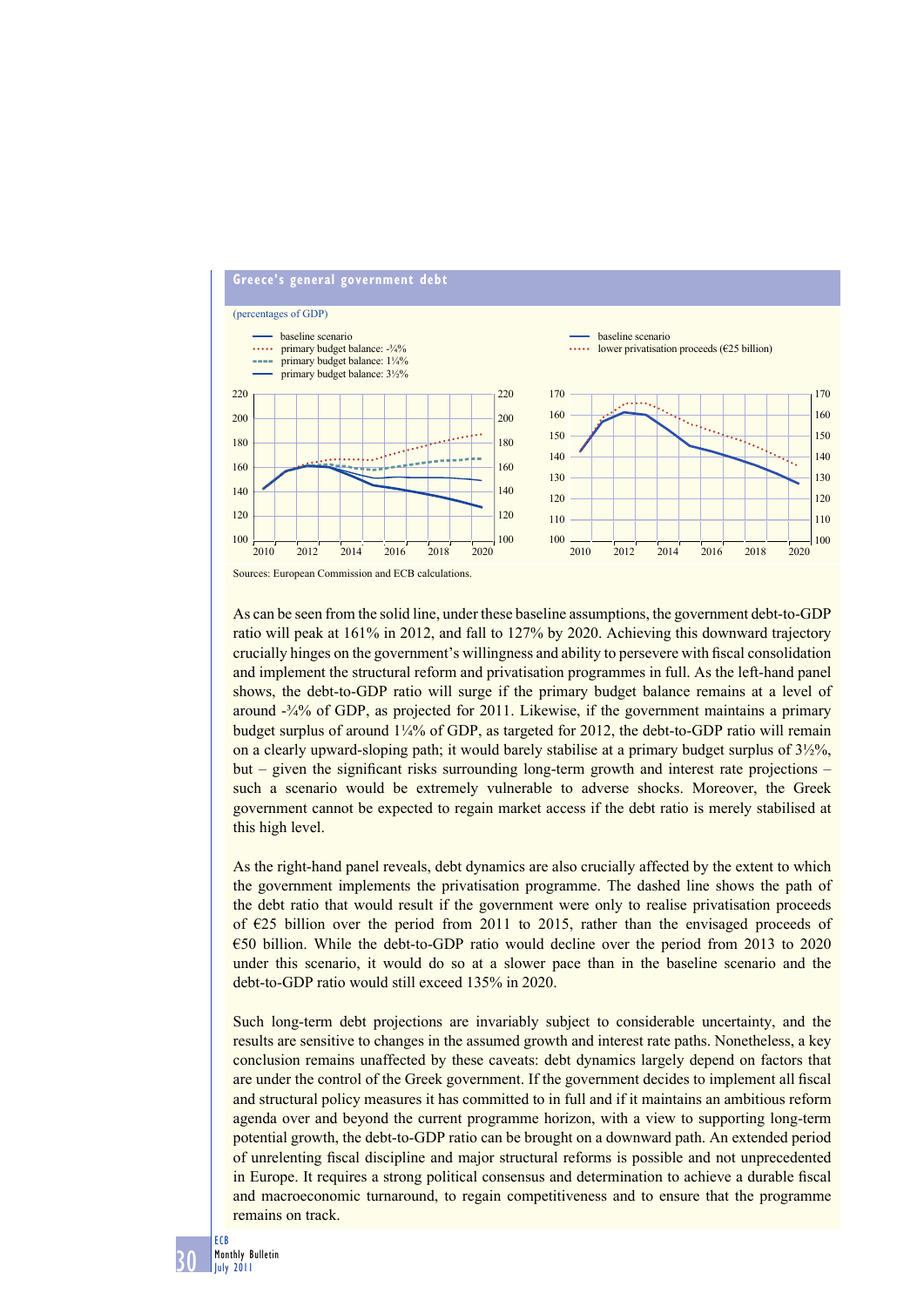**Greece's general government debt**

(percentages of GDP)

baseline scenario
primary budget balance: -¾%
primary budget balance: 1¼%
primary budget balance: 3½%

220 200 180 160 140 120 100
2010 2012 2014 2016 2018 2020

baseline scenario
lower privatisation proceeds (€25 billion)

170 160 150 140 130 120 110 100
2010 2012 2014 2016 2018 2020

Sources: European Commission and ECB calculations.

As can be seen from the solid line, under these baseline assumptions, the government debt-to-GDP ratio will peak at 161% in 2012, and fall to 127% by 2020. Achieving this downward trajectory crucially hinges on the government's willingness and ability to persevere with fiscal consolidation and implement the structural reform and privatisation programmes in full. As the left-hand panel shows, the debt-to-GDP ratio will surge if the primary budget balance remains at a level of around -¾% of GDP, as projected for 2011. Likewise, if the government maintains a primary budget surplus of around 1¼% of GDP, as targeted for 2012, the debt-to-GDP ratio will remain on a clearly upward-sloping path; it would barely stabilise at a primary budget surplus of 3½%, but – given the significant risks surrounding long-term growth and interest rate projections – such a scenario would be extremely vulnerable to adverse shocks. Moreover, the Greek government cannot be expected to regain market access if the debt ratio is merely stabilised at this high level.

As the right-hand panel reveals, debt dynamics are also crucially affected by the extent to which the government implements the privatisation programme. The dashed line shows the path of the debt ratio that would result if the government were only to realise privatisation proceeds of €25 billion over the period from 2011 to 2015, rather than the envisaged proceeds of €50 billion. While the debt-to-GDP ratio would decline over the period from 2013 to 2020 under this scenario, it would do so at a slower pace than in the baseline scenario and the debt-to-GDP ratio would still exceed 135% in 2020.

Such long-term debt projections are invariably subject to considerable uncertainty, and the results are sensitive to changes in the assumed growth and interest rate paths. Nonetheless, a key conclusion remains unaffected by these caveats: debt dynamics largely depend on factors that are under the control of the Greek government. If the government decides to implement all fiscal and structural policy measures it has committed to in full and if it maintains an ambitious reform agenda over and beyond the current programme horizon, with a view to supporting long-term potential growth, the debt-to-GDP ratio can be brought on a downward path. An extended period of unrelenting fiscal discipline and major structural reforms is possible and not unprecedented in Europe. It requires a strong political consensus and determination to achieve a durable fiscal and macroeconomic turnaround, to regain competitiveness and to ensure that the programme remains on track.